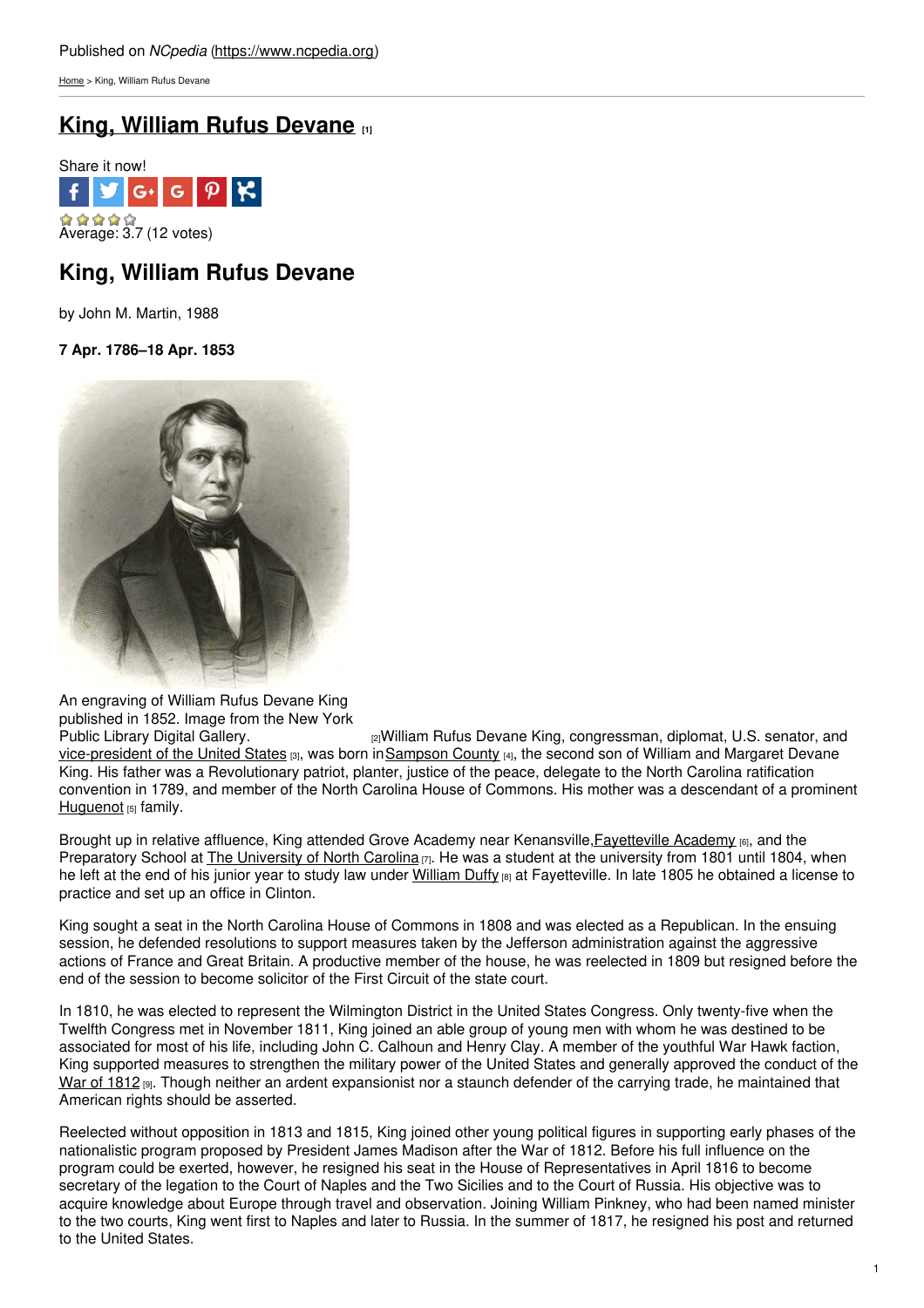Published on *NCpedia* (https://www.ncpedia.org)

Home > King, William Rufus Devane

# King, William Rufus Devane [1]

Share it now!

Average: 3.7 (12 votes)

## King, William Rufus Devane

by John M. Martin, 1988

**7 Apr. 1786–18 Apr. 1853**

An engraving of William Rufus Devane King published in 1852. Image from the New York Public Library Digital Gallery. [2]

William Rufus Devane King, congressman, diplomat, U.S. senator, and vice-president of the United States [3], was born in Sampson County [4], the second son of William and Margaret Devane King. His father was a Revolutionary patriot, planter, justice of the peace, delegate to the North Carolina ratification convention in 1789, and member of the North Carolina House of Commons. His mother was a descendant of a prominent Huguenot [5] family.

Brought up in relative affluence, King attended Grove Academy near Kenansville, Fayetteville Academy [6], and the Preparatory School at The University of North Carolina [7]. He was a student at the university from 1801 until 1804, when he left at the end of his junior year to study law under William Duffy [8] at Fayetteville. In late 1805 he obtained a license to practice and set up an office in Clinton.

King sought a seat in the North Carolina House of Commons in 1808 and was elected as a Republican. In the ensuing session, he defended resolutions to support measures taken by the Jefferson administration against the aggressive actions of France and Great Britain. A productive member of the house, he was reelected in 1809 but resigned before the end of the session to become solicitor of the First Circuit of the state court.

In 1810, he was elected to represent the Wilmington District in the United States Congress. Only twenty-five when the Twelfth Congress met in November 1811, King joined an able group of young men with whom he was destined to be associated for most of his life, including John C. Calhoun and Henry Clay. A member of the youthful War Hawk faction, King supported measures to strengthen the military power of the United States and generally approved the conduct of the War of 1812 [9]. Though neither an ardent expansionist nor a staunch defender of the carrying trade, he maintained that American rights should be asserted.

Reelected without opposition in 1813 and 1815, King joined other young political figures in supporting early phases of the nationalistic program proposed by President James Madison after the War of 1812. Before his full influence on the program could be exerted, however, he resigned his seat in the House of Representatives in April 1816 to become secretary of the legation to the Court of Naples and the Two Sicilies and to the Court of Russia. His objective was to acquire knowledge about Europe through travel and observation. Joining William Pinkney, who had been named minister to the two courts, King went first to Naples and later to Russia. In the summer of 1817, he resigned his post and returned to the United States.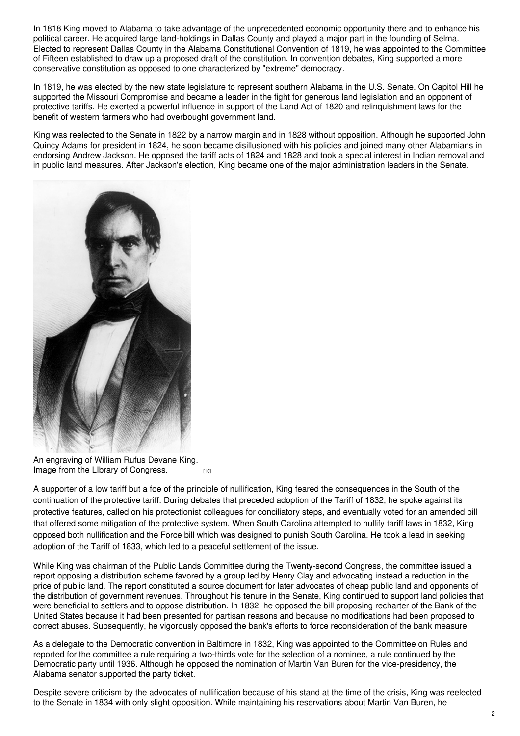In 1818 King moved to Alabama to take advantage of the unprecedented economic opportunity there and to enhance his political career. He acquired large land-holdings in Dallas County and played a major part in the founding of Selma. Elected to represent Dallas County in the Alabama Constitutional Convention of 1819, he was appointed to the Committee of Fifteen established to draw up a proposed draft of the constitution. In convention debates, King supported a more conservative constitution as opposed to one characterized by "extreme" democracy.

In 1819, he was elected by the new state legislature to represent southern Alabama in the U.S. Senate. On Capitol Hill he supported the Missouri Compromise and became a leader in the fight for generous land legislation and an opponent of protective tariffs. He exerted a powerful influence in support of the Land Act of 1820 and relinquishment laws for the benefit of western farmers who had overbought government land.

King was reelected to the Senate in 1822 by a narrow margin and in 1828 without opposition. Although he supported John Quincy Adams for president in 1824, he soon became disillusioned with his policies and joined many other Alabamians in endorsing Andrew Jackson. He opposed the tariff acts of 1824 and 1828 and took a special interest in Indian removal and in public land measures. After Jackson's election, King became one of the major administration leaders in the Senate.

An engraving of William Rufus Devane King. Image from the LIbrary of Congress. [10]

A supporter of a low tariff but a foe of the principle of nullification, King feared the consequences in the South of the continuation of the protective tariff. During debates that preceded adoption of the Tariff of 1832, he spoke against its protective features, called on his protectionist colleagues for conciliatory steps, and eventually voted for an amended bill that offered some mitigation of the protective system. When South Carolina attempted to nullify tariff laws in 1832, King opposed both nullification and the Force bill which was designed to punish South Carolina. He took a lead in seeking adoption of the Tariff of 1833, which led to a peaceful settlement of the issue.

While King was chairman of the Public Lands Committee during the Twenty-second Congress, the committee issued a report opposing a distribution scheme favored by a group led by Henry Clay and advocating instead a reduction in the price of public land. The report constituted a source document for later advocates of cheap public land and opponents of the distribution of government revenues. Throughout his tenure in the Senate, King continued to support land policies that were beneficial to settlers and to oppose distribution. In 1832, he opposed the bill proposing recharter of the Bank of the United States because it had been presented for partisan reasons and because no modifications had been proposed to correct abuses. Subsequently, he vigorously opposed the bank's efforts to force reconsideration of the bank measure.

As a delegate to the Democratic convention in Baltimore in 1832, King was appointed to the Committee on Rules and reported for the committee a rule requiring a two-thirds vote for the selection of a nominee, a rule continued by the Democratic party until 1936. Although he opposed the nomination of Martin Van Buren for the vice-presidency, the Alabama senator supported the party ticket.

Despite severe criticism by the advocates of nullification because of his stand at the time of the crisis, King was reelected to the Senate in 1834 with only slight opposition. While maintaining his reservations about Martin Van Buren, he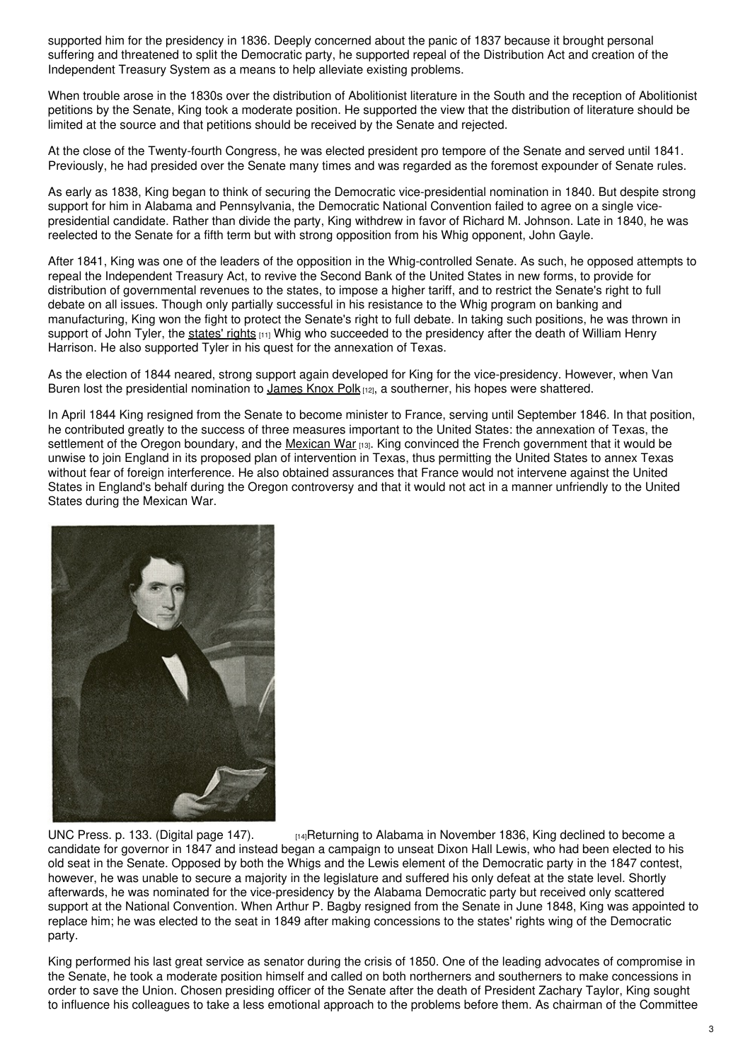supported him for the presidency in 1836. Deeply concerned about the panic of 1837 because it brought personal suffering and threatened to split the Democratic party, he supported repeal of the Distribution Act and creation of the Independent Treasury System as a means to help alleviate existing problems.

When trouble arose in the 1830s over the distribution of Abolitionist literature in the South and the reception of Abolitionist petitions by the Senate, King took a moderate position. He supported the view that the distribution of literature should be limited at the source and that petitions should be received by the Senate and rejected.

At the close of the Twenty-fourth Congress, he was elected president pro tempore of the Senate and served until 1841. Previously, he had presided over the Senate many times and was regarded as the foremost expounder of Senate rules.

As early as 1838, King began to think of securing the Democratic vice-presidential nomination in 1840. But despite strong support for him in Alabama and Pennsylvania, the Democratic National Convention failed to agree on a single vice-presidential candidate. Rather than divide the party, King withdrew in favor of Richard M. Johnson. Late in 1840, he was reelected to the Senate for a fifth term but with strong opposition from his Whig opponent, John Gayle.

After 1841, King was one of the leaders of the opposition in the Whig-controlled Senate. As such, he opposed attempts to repeal the Independent Treasury Act, to revive the Second Bank of the United States in new forms, to provide for distribution of governmental revenues to the states, to impose a higher tariff, and to restrict the Senate's right to full debate on all issues. Though only partially successful in his resistance to the Whig program on banking and manufacturing, King won the fight to protect the Senate's right to full debate. In taking such positions, he was thrown in support of John Tyler, the states' rights [11] Whig who succeeded to the presidency after the death of William Henry Harrison. He also supported Tyler in his quest for the annexation of Texas.

As the election of 1844 neared, strong support again developed for King for the vice-presidency. However, when Van Buren lost the presidential nomination to James Knox Polk [12], a southerner, his hopes were shattered.

In April 1844 King resigned from the Senate to become minister to France, serving until September 1846. In that position, he contributed greatly to the success of three measures important to the United States: the annexation of Texas, the settlement of the Oregon boundary, and the Mexican War [13]. King convinced the French government that it would be unwise to join England in its proposed plan of intervention in Texas, thus permitting the United States to annex Texas without fear of foreign interference. He also obtained assurances that France would not intervene against the United States in England's behalf during the Oregon controversy and that it would not act in a manner unfriendly to the United States during the Mexican War.

UNC Press. p. 133. (Digital page 147).

[14]Returning to Alabama in November 1836, King declined to become a candidate for governor in 1847 and instead began a campaign to unseat Dixon Hall Lewis, who had been elected to his old seat in the Senate. Opposed by both the Whigs and the Lewis element of the Democratic party in the 1847 contest, however, he was unable to secure a majority in the legislature and suffered his only defeat at the state level. Shortly afterwards, he was nominated for the vice-presidency by the Alabama Democratic party but received only scattered support at the National Convention. When Arthur P. Bagby resigned from the Senate in June 1848, King was appointed to replace him; he was elected to the seat in 1849 after making concessions to the states' rights wing of the Democratic party.

King performed his last great service as senator during the crisis of 1850. One of the leading advocates of compromise in the Senate, he took a moderate position himself and called on both northerners and southerners to make concessions in order to save the Union. Chosen presiding officer of the Senate after the death of President Zachary Taylor, King sought to influence his colleagues to take a less emotional approach to the problems before them. As chairman of the Committee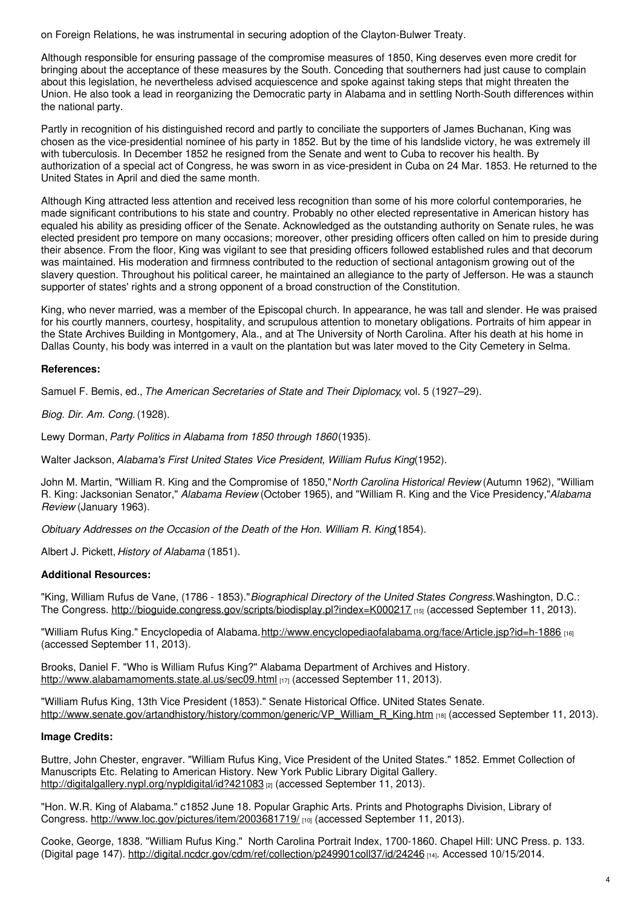on Foreign Relations, he was instrumental in securing adoption of the Clayton-Bulwer Treaty.

Although responsible for ensuring passage of the compromise measures of 1850, King deserves even more credit for bringing about the acceptance of these measures by the South. Conceding that southerners had just cause to complain about this legislation, he nevertheless advised acquiescence and spoke against taking steps that might threaten the Union. He also took a lead in reorganizing the Democratic party in Alabama and in settling North-South differences within the national party.

Partly in recognition of his distinguished record and partly to conciliate the supporters of James Buchanan, King was chosen as the vice-presidential nominee of his party in 1852. But by the time of his landslide victory, he was extremely ill with tuberculosis. In December 1852 he resigned from the Senate and went to Cuba to recover his health. By authorization of a special act of Congress, he was sworn in as vice-president in Cuba on 24 Mar. 1853. He returned to the United States in April and died the same month.

Although King attracted less attention and received less recognition than some of his more colorful contemporaries, he made significant contributions to his state and country. Probably no other elected representative in American history has equaled his ability as presiding officer of the Senate. Acknowledged as the outstanding authority on Senate rules, he was elected president pro tempore on many occasions; moreover, other presiding officers often called on him to preside during their absence. From the floor, King was vigilant to see that presiding officers followed established rules and that decorum was maintained. His moderation and firmness contributed to the reduction of sectional antagonism growing out of the slavery question. Throughout his political career, he maintained an allegiance to the party of Jefferson. He was a staunch supporter of states' rights and a strong opponent of a broad construction of the Constitution.

King, who never married, was a member of the Episcopal church. In appearance, he was tall and slender. He was praised for his courtly manners, courtesy, hospitality, and scrupulous attention to monetary obligations. Portraits of him appear in the State Archives Building in Montgomery, Ala., and at The University of North Carolina. After his death at his home in Dallas County, his body was interred in a vault on the plantation but was later moved to the City Cemetery in Selma.

**References:**

Samuel F. Bemis, ed., *The American Secretaries of State and Their Diplomacy*, vol. 5 (1927–29).

*Biog. Dir. Am. Cong.* (1928).

Lewy Dorman, *Party Politics in Alabama from 1850 through 1860* (1935).

Walter Jackson, *Alabama's First United States Vice President, William Rufus King* (1952).

John M. Martin, "William R. King and the Compromise of 1850," *North Carolina Historical Review* (Autumn 1962), "William R. King: Jacksonian Senator," *Alabama Review* (October 1965), and "William R. King and the Vice Presidency," *Alabama Review* (January 1963).

*Obituary Addresses on the Occasion of the Death of the Hon. William R. King* (1854).

Albert J. Pickett, *History of Alabama* (1851).

**Additional Resources:**

"King, William Rufus de Vane, (1786 - 1853)." *Biographical Directory of the United States Congress.* Washington, D.C.: The Congress. http://bioguide.congress.gov/scripts/biodisplay.pl?index=K000217 [15] (accessed September 11, 2013).

"William Rufus King." Encyclopedia of Alabama. http://www.encyclopediaofalabama.org/face/Article.jsp?id=h-1886 [16] (accessed September 11, 2013).

Brooks, Daniel F. "Who is William Rufus King?" Alabama Department of Archives and History. http://www.alabamamoments.state.al.us/sec09.html [17] (accessed September 11, 2013).

"William Rufus King, 13th Vice President (1853)." Senate Historical Office. UNited States Senate. http://www.senate.gov/artandhistory/history/common/generic/VP_William_R_King.htm [18] (accessed September 11, 2013).

**Image Credits:**

Buttre, John Chester, engraver. "William Rufus King, Vice President of the United States." 1852. Emmet Collection of Manuscripts Etc. Relating to American History. New York Public Library Digital Gallery. http://digitalgallery.nypl.org/nypldigital/id?421083 [2] (accessed September 11, 2013).

"Hon. W.R. King of Alabama." c1852 June 18. Popular Graphic Arts. Prints and Photographs Division, Library of Congress. http://www.loc.gov/pictures/item/2003681719/ [10] (accessed September 11, 2013).

Cooke, George, 1838. "William Rufus King." North Carolina Portrait Index, 1700-1860. Chapel Hill: UNC Press. p. 133. (Digital page 147). http://digital.ncdcr.gov/cdm/ref/collection/p249901coll37/id/24246 [14]. Accessed 10/15/2014.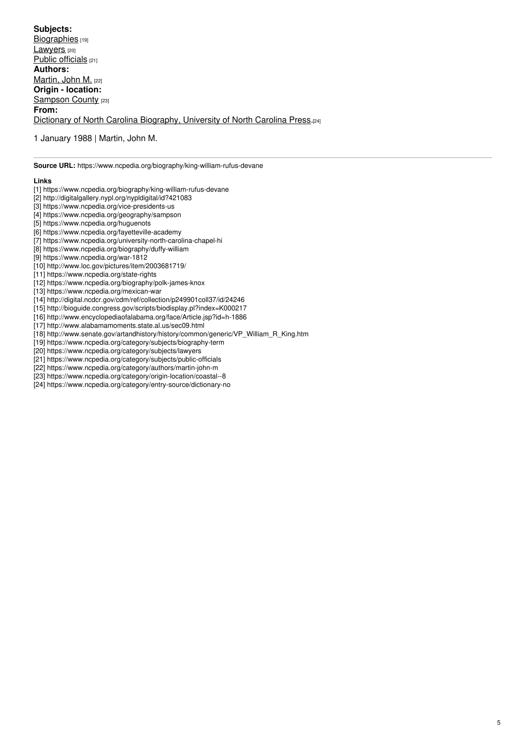**Subjects:**
Biographies [19]
Lawyers [20]
Public officials [21]
**Authors:**
Martin, John M. [22]
**Origin - location:**
Sampson County [23]
**From:**
Dictionary of North Carolina Biography, University of North Carolina Press.[24]

1 January 1988 | Martin, John M.

---

**Source URL:** https://www.ncpedia.org/biography/king-william-rufus-devane

**Links**

[1] https://www.ncpedia.org/biography/king-william-rufus-devane
[2] http://digitalgallery.nypl.org/nypldigital/id?421083
[3] https://www.ncpedia.org/vice-presidents-us
[4] https://www.ncpedia.org/geography/sampson
[5] https://www.ncpedia.org/huguenots
[6] https://www.ncpedia.org/fayetteville-academy
[7] https://www.ncpedia.org/university-north-carolina-chapel-hi
[8] https://www.ncpedia.org/biography/duffy-william
[9] https://www.ncpedia.org/war-1812
[10] http://www.loc.gov/pictures/item/2003681719/
[11] https://www.ncpedia.org/state-rights
[12] https://www.ncpedia.org/biography/polk-james-knox
[13] https://www.ncpedia.org/mexican-war
[14] http://digital.ncdcr.gov/cdm/ref/collection/p249901coll37/id/24246
[15] http://bioguide.congress.gov/scripts/biodisplay.pl?index=K000217
[16] http://www.encyclopediaofalabama.org/face/Article.jsp?id=h-1886
[17] http://www.alabamamoments.state.al.us/sec09.html
[18] http://www.senate.gov/artandhistory/history/common/generic/VP_William_R_King.htm
[19] https://www.ncpedia.org/category/subjects/biography-term
[20] https://www.ncpedia.org/category/subjects/lawyers
[21] https://www.ncpedia.org/category/subjects/public-officials
[22] https://www.ncpedia.org/category/authors/martin-john-m
[23] https://www.ncpedia.org/category/origin-location/coastal--8
[24] https://www.ncpedia.org/category/entry-source/dictionary-no